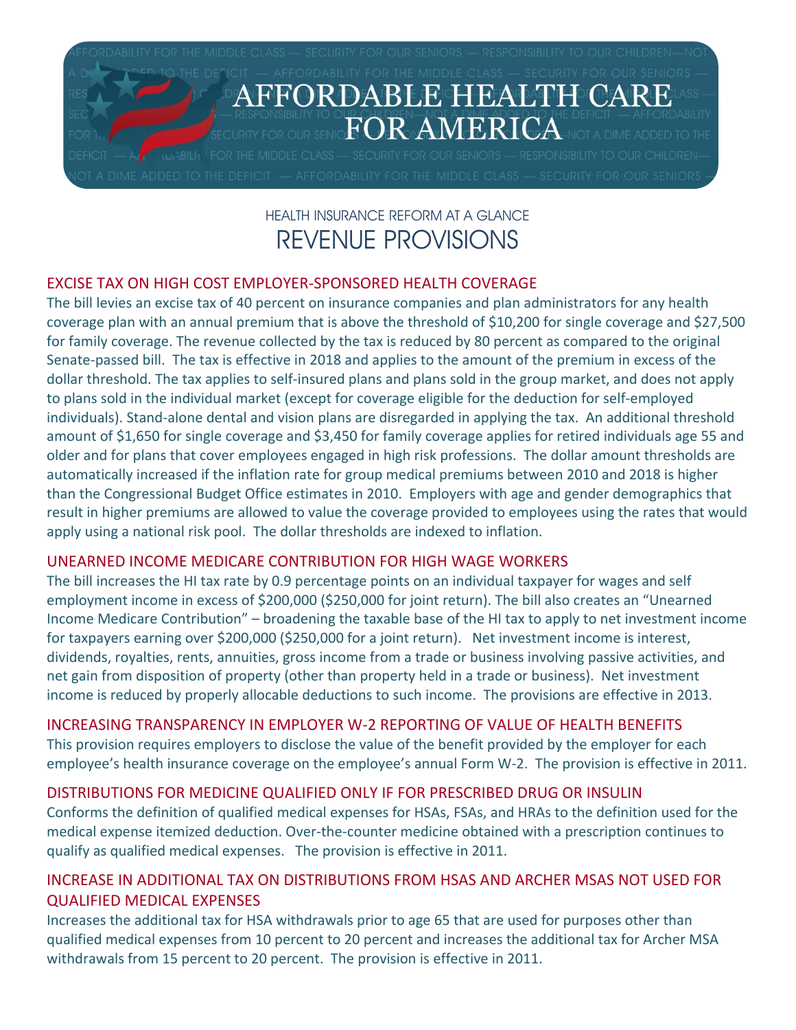# AFFORDABLE HEALTH CARE FOR AMERICA

HEALTH INSURANCE REFORM AT A GLANCE

## REVENUE PROVISIONS

### EXCISE TAX ON HIGH COST EMPLOYER-SPONSORED HEALTH COVERAGE

The bill levies an excise tax of 40 percent on insurance companies and plan administrators for any health coverage plan with an annual premium that is above the threshold of $10,200 for single coverage and $27,500 for family coverage. The revenue collected by the tax is reduced by 80 percent as compared to the original Senate-passed bill. The tax is effective in 2018 and applies to the amount of the premium in excess of the dollar threshold. The tax applies to self-insured plans and plans sold in the group market, and does not apply to plans sold in the individual market (except for coverage eligible for the deduction for self-employed individuals). Stand-alone dental and vision plans are disregarded in applying the tax. An additional threshold amount of $1,650 for single coverage and $3,450 for family coverage applies for retired individuals age 55 and older and for plans that cover employees engaged in high risk professions. The dollar amount thresholds are automatically increased if the inflation rate for group medical premiums between 2010 and 2018 is higher than the Congressional Budget Office estimates in 2010. Employers with age and gender demographics that result in higher premiums are allowed to value the coverage provided to employees using the rates that would apply using a national risk pool. The dollar thresholds are indexed to inflation.

### UNEARNED INCOME MEDICARE CONTRIBUTION FOR HIGH WAGE WORKERS

The bill increases the HI tax rate by 0.9 percentage points on an individual taxpayer for wages and self employment income in excess of $200,000 ($250,000 for joint return). The bill also creates an "Unearned Income Medicare Contribution" – broadening the taxable base of the HI tax to apply to net investment income for taxpayers earning over $200,000 ($250,000 for a joint return). Net investment income is interest, dividends, royalties, rents, annuities, gross income from a trade or business involving passive activities, and net gain from disposition of property (other than property held in a trade or business). Net investment income is reduced by properly allocable deductions to such income. The provisions are effective in 2013.

### INCREASING TRANSPARENCY IN EMPLOYER W-2 REPORTING OF VALUE OF HEALTH BENEFITS

This provision requires employers to disclose the value of the benefit provided by the employer for each employee's health insurance coverage on the employee's annual Form W-2. The provision is effective in 2011.

### DISTRIBUTIONS FOR MEDICINE QUALIFIED ONLY IF FOR PRESCRIBED DRUG OR INSULIN

Conforms the definition of qualified medical expenses for HSAs, FSAs, and HRAs to the definition used for the medical expense itemized deduction. Over-the-counter medicine obtained with a prescription continues to qualify as qualified medical expenses. The provision is effective in 2011.

### INCREASE IN ADDITIONAL TAX ON DISTRIBUTIONS FROM HSAS AND ARCHER MSAS NOT USED FOR QUALIFIED MEDICAL EXPENSES

Increases the additional tax for HSA withdrawals prior to age 65 that are used for purposes other than qualified medical expenses from 10 percent to 20 percent and increases the additional tax for Archer MSA withdrawals from 15 percent to 20 percent. The provision is effective in 2011.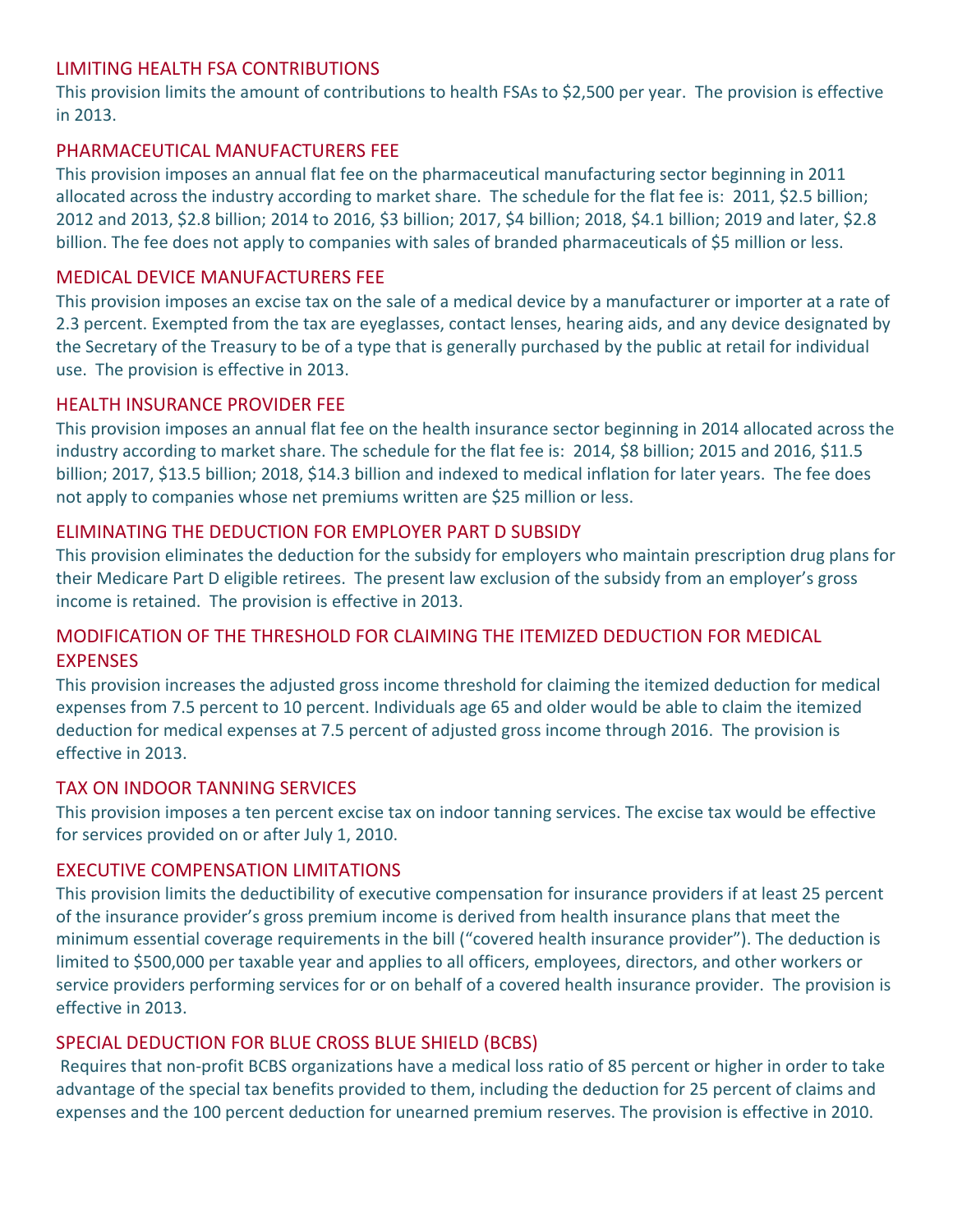## LIMITING HEALTH FSA CONTRIBUTIONS

This provision limits the amount of contributions to health FSAs to $2,500 per year. The provision is effective in 2013.

## PHARMACEUTICAL MANUFACTURERS FEE

This provision imposes an annual flat fee on the pharmaceutical manufacturing sector beginning in 2011 allocated across the industry according to market share. The schedule for the flat fee is: 2011, $2.5 billion; 2012 and 2013, $2.8 billion; 2014 to 2016, $3 billion; 2017, $4 billion; 2018, $4.1 billion; 2019 and later, $2.8 billion. The fee does not apply to companies with sales of branded pharmaceuticals of $5 million or less.

## MEDICAL DEVICE MANUFACTURERS FEE

This provision imposes an excise tax on the sale of a medical device by a manufacturer or importer at a rate of 2.3 percent. Exempted from the tax are eyeglasses, contact lenses, hearing aids, and any device designated by the Secretary of the Treasury to be of a type that is generally purchased by the public at retail for individual use. The provision is effective in 2013.

## HEALTH INSURANCE PROVIDER FEE

This provision imposes an annual flat fee on the health insurance sector beginning in 2014 allocated across the industry according to market share. The schedule for the flat fee is: 2014, $8 billion; 2015 and 2016, $11.5 billion; 2017, $13.5 billion; 2018, $14.3 billion and indexed to medical inflation for later years. The fee does not apply to companies whose net premiums written are $25 million or less.

## ELIMINATING THE DEDUCTION FOR EMPLOYER PART D SUBSIDY

This provision eliminates the deduction for the subsidy for employers who maintain prescription drug plans for their Medicare Part D eligible retirees. The present law exclusion of the subsidy from an employer's gross income is retained. The provision is effective in 2013.

## MODIFICATION OF THE THRESHOLD FOR CLAIMING THE ITEMIZED DEDUCTION FOR MEDICAL EXPENSES

This provision increases the adjusted gross income threshold for claiming the itemized deduction for medical expenses from 7.5 percent to 10 percent. Individuals age 65 and older would be able to claim the itemized deduction for medical expenses at 7.5 percent of adjusted gross income through 2016. The provision is effective in 2013.

## TAX ON INDOOR TANNING SERVICES

This provision imposes a ten percent excise tax on indoor tanning services. The excise tax would be effective for services provided on or after July 1, 2010.

## EXECUTIVE COMPENSATION LIMITATIONS

This provision limits the deductibility of executive compensation for insurance providers if at least 25 percent of the insurance provider's gross premium income is derived from health insurance plans that meet the minimum essential coverage requirements in the bill ("covered health insurance provider"). The deduction is limited to $500,000 per taxable year and applies to all officers, employees, directors, and other workers or service providers performing services for or on behalf of a covered health insurance provider. The provision is effective in 2013.

## SPECIAL DEDUCTION FOR BLUE CROSS BLUE SHIELD (BCBS)

Requires that non-profit BCBS organizations have a medical loss ratio of 85 percent or higher in order to take advantage of the special tax benefits provided to them, including the deduction for 25 percent of claims and expenses and the 100 percent deduction for unearned premium reserves. The provision is effective in 2010.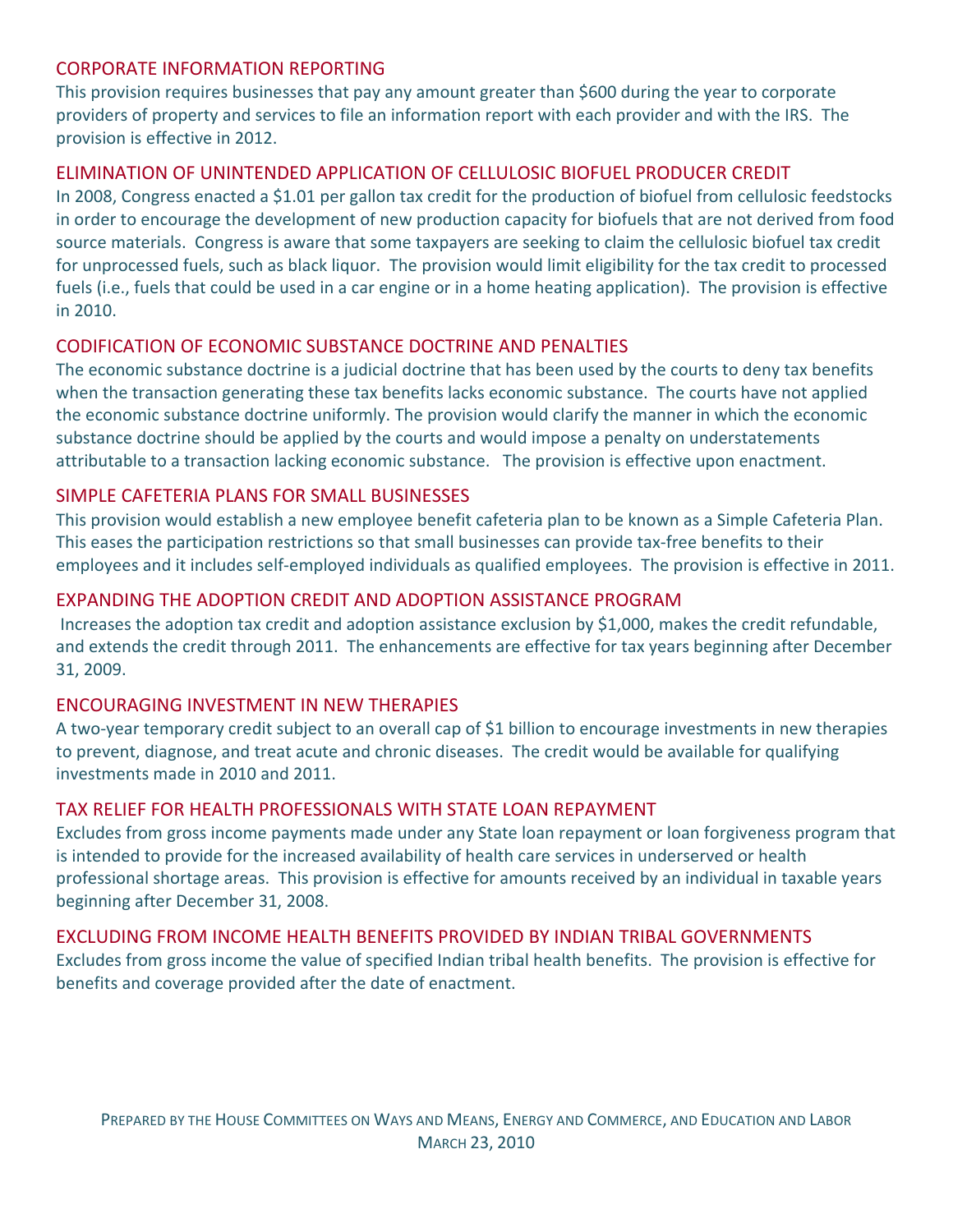## CORPORATE INFORMATION REPORTING

This provision requires businesses that pay any amount greater than $600 during the year to corporate providers of property and services to file an information report with each provider and with the IRS. The provision is effective in 2012.

## ELIMINATION OF UNINTENDED APPLICATION OF CELLULOSIC BIOFUEL PRODUCER CREDIT

In 2008, Congress enacted a $1.01 per gallon tax credit for the production of biofuel from cellulosic feedstocks in order to encourage the development of new production capacity for biofuels that are not derived from food source materials. Congress is aware that some taxpayers are seeking to claim the cellulosic biofuel tax credit for unprocessed fuels, such as black liquor. The provision would limit eligibility for the tax credit to processed fuels (i.e., fuels that could be used in a car engine or in a home heating application). The provision is effective in 2010.

## CODIFICATION OF ECONOMIC SUBSTANCE DOCTRINE AND PENALTIES

The economic substance doctrine is a judicial doctrine that has been used by the courts to deny tax benefits when the transaction generating these tax benefits lacks economic substance. The courts have not applied the economic substance doctrine uniformly. The provision would clarify the manner in which the economic substance doctrine should be applied by the courts and would impose a penalty on understatements attributable to a transaction lacking economic substance. The provision is effective upon enactment.

## SIMPLE CAFETERIA PLANS FOR SMALL BUSINESSES

This provision would establish a new employee benefit cafeteria plan to be known as a Simple Cafeteria Plan. This eases the participation restrictions so that small businesses can provide tax-free benefits to their employees and it includes self-employed individuals as qualified employees. The provision is effective in 2011.

## EXPANDING THE ADOPTION CREDIT AND ADOPTION ASSISTANCE PROGRAM

Increases the adoption tax credit and adoption assistance exclusion by $1,000, makes the credit refundable, and extends the credit through 2011. The enhancements are effective for tax years beginning after December 31, 2009.

## ENCOURAGING INVESTMENT IN NEW THERAPIES

A two-year temporary credit subject to an overall cap of $1 billion to encourage investments in new therapies to prevent, diagnose, and treat acute and chronic diseases. The credit would be available for qualifying investments made in 2010 and 2011.

## TAX RELIEF FOR HEALTH PROFESSIONALS WITH STATE LOAN REPAYMENT

Excludes from gross income payments made under any State loan repayment or loan forgiveness program that is intended to provide for the increased availability of health care services in underserved or health professional shortage areas. This provision is effective for amounts received by an individual in taxable years beginning after December 31, 2008.

## EXCLUDING FROM INCOME HEALTH BENEFITS PROVIDED BY INDIAN TRIBAL GOVERNMENTS

Excludes from gross income the value of specified Indian tribal health benefits. The provision is effective for benefits and coverage provided after the date of enactment.

PREPARED BY THE HOUSE COMMITTEES ON WAYS AND MEANS, ENERGY AND COMMERCE, AND EDUCATION AND LABOR
MARCH 23, 2010